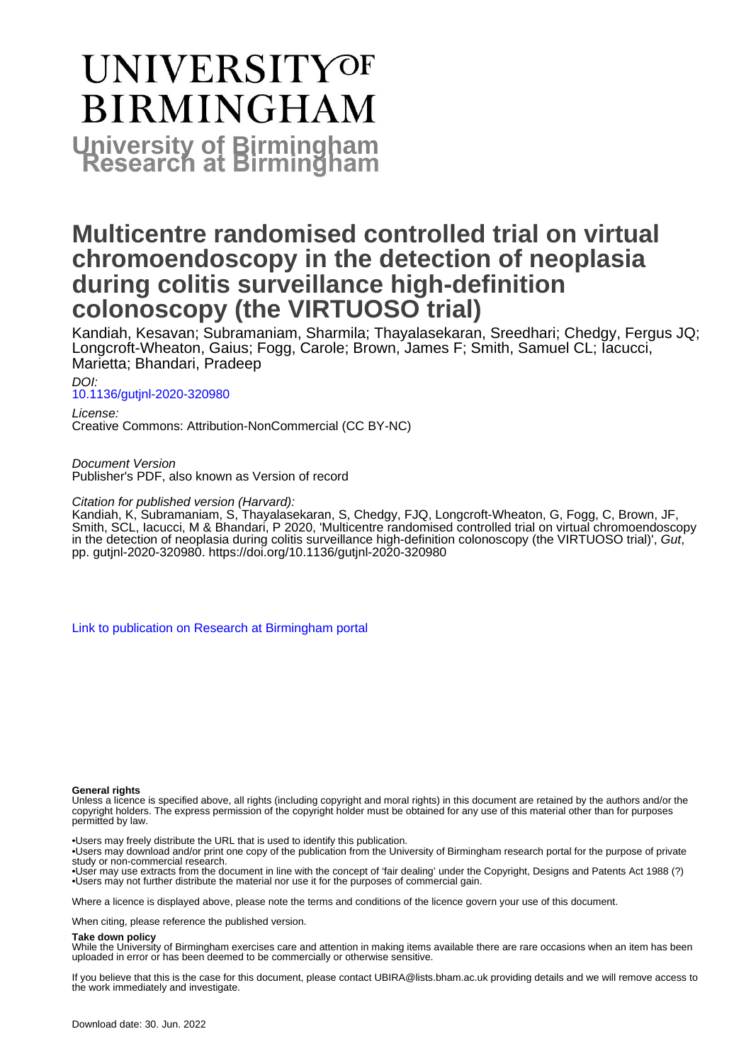# UNIVERSITY OF BIRMINGHAM

## University of Birmingham Research at Birmingham

# Multicentre randomised controlled trial on virtual chromoendoscopy in the detection of neoplasia during colitis surveillance high-definition colonoscopy (the VIRTUOSO trial)

Kandiah, Kesavan; Subramaniam, Sharmila; Thayalasekaran, Sreedhari; Chedgy, Fergus JQ; Longcroft-Wheaton, Gaius; Fogg, Carole; Brown, James F; Smith, Samuel CL; Iacucci, Marietta; Bhandari, Pradeep

*DOI:*
10.1136/gutjnl-2020-320980

*License:*
Creative Commons: Attribution-NonCommercial (CC BY-NC)

*Document Version*
Publisher's PDF, also known as Version of record

*Citation for published version (Harvard):*
Kandiah, K, Subramaniam, S, Thayalasekaran, S, Chedgy, FJQ, Longcroft-Wheaton, G, Fogg, C, Brown, JF, Smith, SCL, Iacucci, M & Bhandari, P 2020, 'Multicentre randomised controlled trial on virtual chromoendoscopy in the detection of neoplasia during colitis surveillance high-definition colonoscopy (the VIRTUOSO trial)', *Gut*, pp. gutjnl-2020-320980. https://doi.org/10.1136/gutjnl-2020-320980

Link to publication on Research at Birmingham portal

**General rights**

Unless a licence is specified above, all rights (including copyright and moral rights) in this document are retained by the authors and/or the copyright holders. The express permission of the copyright holder must be obtained for any use of this material other than for purposes permitted by law.

•Users may freely distribute the URL that is used to identify this publication.
•Users may download and/or print one copy of the publication from the University of Birmingham research portal for the purpose of private study or non-commercial research.
•User may use extracts from the document in line with the concept of 'fair dealing' under the Copyright, Designs and Patents Act 1988 (?)
•Users may not further distribute the material nor use it for the purposes of commercial gain.

Where a licence is displayed above, please note the terms and conditions of the licence govern your use of this document.

When citing, please reference the published version.

**Take down policy**

While the University of Birmingham exercises care and attention in making items available there are rare occasions when an item has been uploaded in error or has been deemed to be commercially or otherwise sensitive.

If you believe that this is the case for this document, please contact UBIRA@lists.bham.ac.uk providing details and we will remove access to the work immediately and investigate.

Download date: 30. Jun. 2022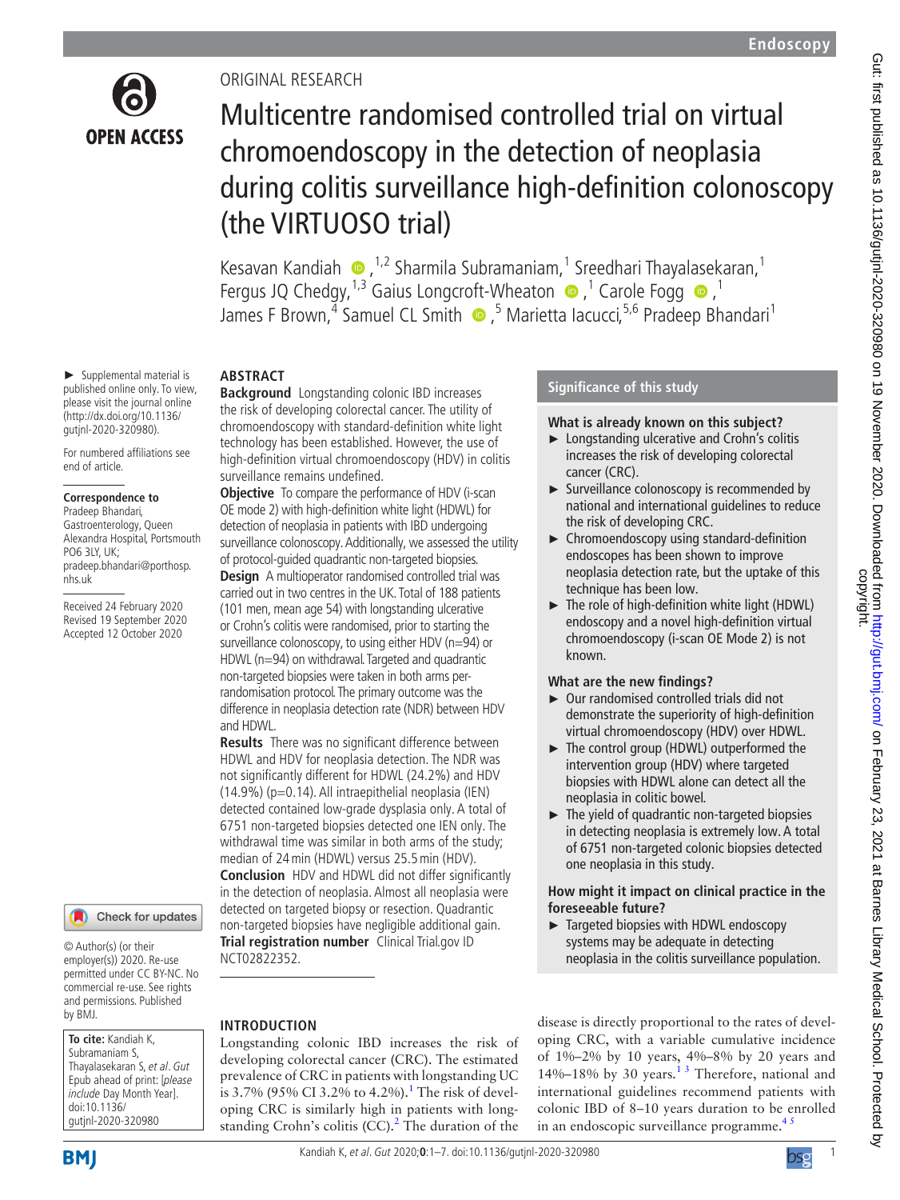Endoscopy

ORIGINAL RESEARCH

# Multicentre randomised controlled trial on virtual chromoendoscopy in the detection of neoplasia during colitis surveillance high-definition colonoscopy (the VIRTUOSO trial)

Kesavan Kandiah [1,2] Sharmila Subramaniam,[1] Sreedhari Thayalasekaran,[1] Fergus JQ Chedgy,[1,3] Gaius Longcroft-Wheaton,[1] Carole Fogg,[1] James F Brown,[4] Samuel CL Smith,[5] Marietta Iacucci,[5,6] Pradeep Bhandari[1]

► Supplemental material is published online only. To view, please visit the journal online (http://dx.doi.org/10.1136/gutjnl-2020-320980).

For numbered affiliations see end of article.

**Correspondence to**
Pradeep Bhandari, Gastroenterology, Queen Alexandra Hospital, Portsmouth PO6 3LY, UK; pradeep.bhandari@porthosp.nhs.uk

Received 24 February 2020
Revised 19 September 2020
Accepted 12 October 2020

© Author(s) (or their employer(s)) 2020. Re-use permitted under CC BY-NC. No commercial re-use. See rights and permissions. Published by BMJ.

**To cite:** Kandiah K, Subramaniam S, Thayalasekaran S, *et al*. *Gut* Epub ahead of print: [*please include* Day Month Year]. doi:10.1136/gutjnl-2020-320980

## ABSTRACT

**Background** Longstanding colonic IBD increases the risk of developing colorectal cancer. The utility of chromoendoscopy with standard-definition white light technology has been established. However, the use of high-definition virtual chromoendoscopy (HDV) in colitis surveillance remains undefined.

**Objective** To compare the performance of HDV (i-scan OE mode 2) with high-definition white light (HDWL) for detection of neoplasia in patients with IBD undergoing surveillance colonoscopy. Additionally, we assessed the utility of protocol-guided quadrantic non-targeted biopsies.

**Design** A multioperator randomised controlled trial was carried out in two centres in the UK. Total of 188 patients (101 men, mean age 54) with longstanding ulcerative or Crohn's colitis were randomised, prior to starting the surveillance colonoscopy, to using either HDV (n=94) or HDWL (n=94) on withdrawal. Targeted and quadrantic non-targeted biopsies were taken in both arms per-randomisation protocol. The primary outcome was the difference in neoplasia detection rate (NDR) between HDV and HDWL.

**Results** There was no significant difference between HDWL and HDV for neoplasia detection. The NDR was not significantly different for HDWL (24.2%) and HDV (14.9%) (p=0.14). All intraepithelial neoplasia (IEN) detected contained low-grade dysplasia only. A total of 6751 non-targeted biopsies detected one IEN only. The withdrawal time was similar in both arms of the study; median of 24 min (HDWL) versus 25.5 min (HDV).

**Conclusion** HDV and HDWL did not differ significantly in the detection of neoplasia. Almost all neoplasia were detected on targeted biopsy or resection. Quadrantic non-targeted biopsies have negligible additional gain.

**Trial registration number** Clinical Trial.gov ID NCT02822352.

## Significance of this study

### What is already known on this subject?

- ► Longstanding ulcerative and Crohn's colitis increases the risk of developing colorectal cancer (CRC).
- ► Surveillance colonoscopy is recommended by national and international guidelines to reduce the risk of developing CRC.
- ► Chromoendoscopy using standard-definition endoscopes has been shown to improve neoplasia detection rate, but the uptake of this technique has been low.
- ► The role of high-definition white light (HDWL) endoscopy and a novel high-definition virtual chromoendoscopy (i-scan OE Mode 2) is not known.

### What are the new findings?

- ► Our randomised controlled trials did not demonstrate the superiority of high-definition virtual chromoendoscopy (HDV) over HDWL.
- ► The control group (HDWL) outperformed the intervention group (HDV) where targeted biopsies with HDWL alone can detect all the neoplasia in colitic bowel.
- ► The yield of quadrantic non-targeted biopsies in detecting neoplasia is extremely low. A total of 6751 non-targeted colonic biopsies detected one neoplasia in this study.

### How might it impact on clinical practice in the foreseeable future?

- ► Targeted biopsies with HDWL endoscopy systems may be adequate in detecting neoplasia in the colitis surveillance population.

## INTRODUCTION

Longstanding colonic IBD increases the risk of developing colorectal cancer (CRC). The estimated prevalence of CRC in patients with longstanding UC is 3.7% (95% CI 3.2% to 4.2%).[1] The risk of developing CRC is similarly high in patients with longstanding Crohn's colitis (CC).[2] The duration of the disease is directly proportional to the rates of developing CRC, with a variable cumulative incidence of 1%–2% by 10 years, 4%–8% by 20 years and 14%–18% by 30 years.[1,3] Therefore, national and international guidelines recommend patients with colonic IBD of 8–10 years duration to be enrolled in an endoscopic surveillance programme.[4,5]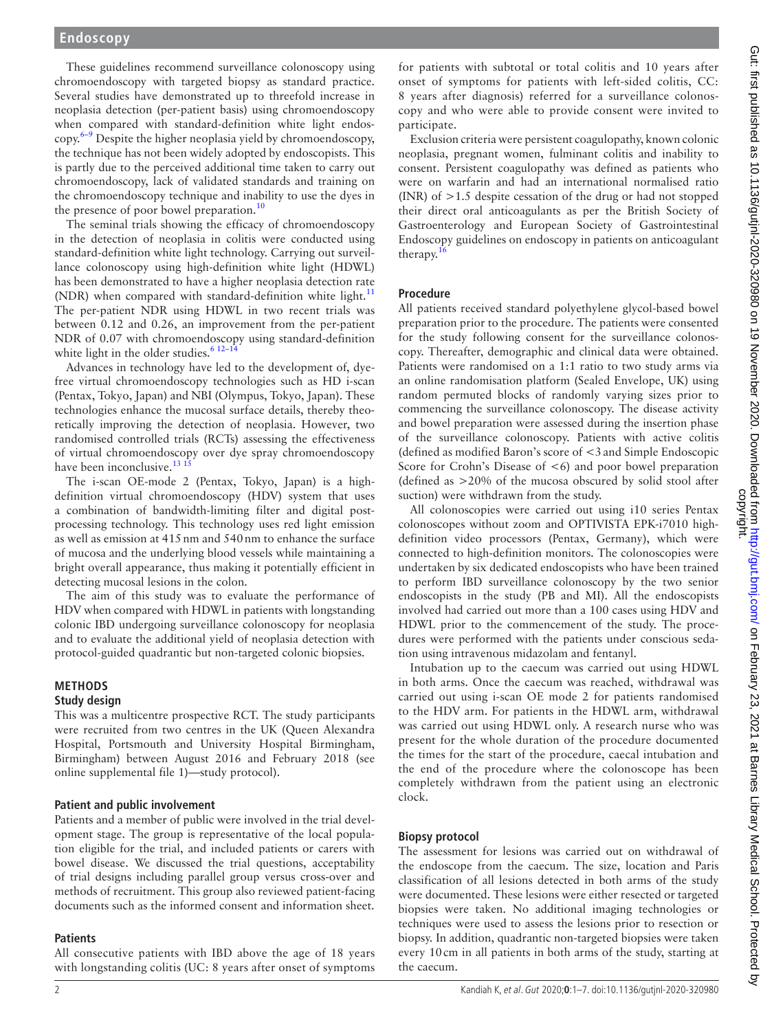These guidelines recommend surveillance colonoscopy using chromoendoscopy with targeted biopsy as standard practice. Several studies have demonstrated up to threefold increase in neoplasia detection (per-patient basis) using chromoendoscopy when compared with standard-definition white light endoscopy.[6–9] Despite the higher neoplasia yield by chromoendoscopy, the technique has not been widely adopted by endoscopists. This is partly due to the perceived additional time taken to carry out chromoendoscopy, lack of validated standards and training on the chromoendoscopy technique and inability to use the dyes in the presence of poor bowel preparation.[10]

The seminal trials showing the efficacy of chromoendoscopy in the detection of neoplasia in colitis were conducted using standard-definition white light technology. Carrying out surveillance colonoscopy using high-definition white light (HDWL) has been demonstrated to have a higher neoplasia detection rate (NDR) when compared with standard-definition white light.[11] The per-patient NDR using HDWL in two recent trials was between 0.12 and 0.26, an improvement from the per-patient NDR of 0.07 with chromoendoscopy using standard-definition white light in the older studies.[6 12–14]

Advances in technology have led to the development of, dye-free virtual chromoendoscopy technologies such as HD i-scan (Pentax, Tokyo, Japan) and NBI (Olympus, Tokyo, Japan). These technologies enhance the mucosal surface details, thereby theoretically improving the detection of neoplasia. However, two randomised controlled trials (RCTs) assessing the effectiveness of virtual chromoendoscopy over dye spray chromoendoscopy have been inconclusive.[13 15]

The i-scan OE-mode 2 (Pentax, Tokyo, Japan) is a high-definition virtual chromoendoscopy (HDV) system that uses a combination of bandwidth-limiting filter and digital post-processing technology. This technology uses red light emission as well as emission at 415 nm and 540 nm to enhance the surface of mucosa and the underlying blood vessels while maintaining a bright overall appearance, thus making it potentially efficient in detecting mucosal lesions in the colon.

The aim of this study was to evaluate the performance of HDV when compared with HDWL in patients with longstanding colonic IBD undergoing surveillance colonoscopy for neoplasia and to evaluate the additional yield of neoplasia detection with protocol-guided quadrantic but non-targeted colonic biopsies.

## METHODS

### Study design

This was a multicentre prospective RCT. The study participants were recruited from two centres in the UK (Queen Alexandra Hospital, Portsmouth and University Hospital Birmingham, Birmingham) between August 2016 and February 2018 (see online supplemental file 1)—study protocol).

### Patient and public involvement

Patients and a member of public were involved in the trial development stage. The group is representative of the local population eligible for the trial, and included patients or carers with bowel disease. We discussed the trial questions, acceptability of trial designs including parallel group versus cross-over and methods of recruitment. This group also reviewed patient-facing documents such as the informed consent and information sheet.

### Patients

All consecutive patients with IBD above the age of 18 years with longstanding colitis (UC: 8 years after onset of symptoms for patients with subtotal or total colitis and 10 years after onset of symptoms for patients with left-sided colitis, CC: 8 years after diagnosis) referred for a surveillance colonoscopy and who were able to provide consent were invited to participate.

Exclusion criteria were persistent coagulopathy, known colonic neoplasia, pregnant women, fulminant colitis and inability to consent. Persistent coagulopathy was defined as patients who were on warfarin and had an international normalised ratio (INR) of >1.5 despite cessation of the drug or had not stopped their direct oral anticoagulants as per the British Society of Gastroenterology and European Society of Gastrointestinal Endoscopy guidelines on endoscopy in patients on anticoagulant therapy.[16]

### Procedure

All patients received standard polyethylene glycol-based bowel preparation prior to the procedure. The patients were consented for the study following consent for the surveillance colonoscopy. Thereafter, demographic and clinical data were obtained. Patients were randomised on a 1:1 ratio to two study arms via an online randomisation platform (Sealed Envelope, UK) using random permuted blocks of randomly varying sizes prior to commencing the surveillance colonoscopy. The disease activity and bowel preparation were assessed during the insertion phase of the surveillance colonoscopy. Patients with active colitis (defined as modified Baron's score of <3 and Simple Endoscopic Score for Crohn's Disease of <6) and poor bowel preparation (defined as >20% of the mucosa obscured by solid stool after suction) were withdrawn from the study.

All colonoscopies were carried out using i10 series Pentax colonoscopes without zoom and OPTIVISTA EPK-i7010 high-definition video processors (Pentax, Germany), which were connected to high-definition monitors. The colonoscopies were undertaken by six dedicated endoscopists who have been trained to perform IBD surveillance colonoscopy by the two senior endoscopists in the study (PB and MI). All the endoscopists involved had carried out more than a 100 cases using HDV and HDWL prior to the commencement of the study. The procedures were performed with the patients under conscious sedation using intravenous midazolam and fentanyl.

Intubation up to the caecum was carried out using HDWL in both arms. Once the caecum was reached, withdrawal was carried out using i-scan OE mode 2 for patients randomised to the HDV arm. For patients in the HDWL arm, withdrawal was carried out using HDWL only. A research nurse who was present for the whole duration of the procedure documented the times for the start of the procedure, caecal intubation and the end of the procedure where the colonoscope has been completely withdrawn from the patient using an electronic clock.

### Biopsy protocol

The assessment for lesions was carried out on withdrawal of the endoscope from the caecum. The size, location and Paris classification of all lesions detected in both arms of the study were documented. These lesions were either resected or targeted biopsies were taken. No additional imaging technologies or techniques were used to assess the lesions prior to resection or biopsy. In addition, quadrantic non-targeted biopsies were taken every 10 cm in all patients in both arms of the study, starting at the caecum.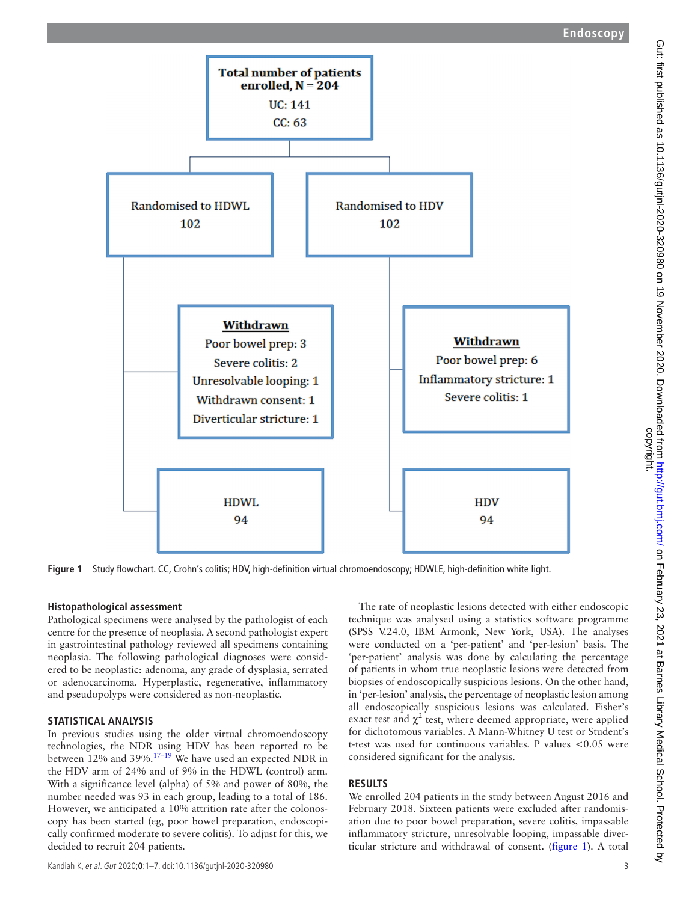Total number of patients enrolled, N = 204
UC: 141
CC: 63

Randomised to HDWL
102

Randomised to HDV
102

Withdrawn
Poor bowel prep: 3
Severe colitis: 2
Unresolvable looping: 1
Withdrawn consent: 1
Diverticular stricture: 1

Withdrawn
Poor bowel prep: 6
Inflammatory structure: 1
Severe colitis: 1

HDWL
94

HDV
94

**Figure 1** Study flowchart. CC, Crohn's colitis; HDV, high-definition virtual chromoendoscopy; HDWLE, high-definition white light.

### Histopathological assessment

Pathological specimens were analysed by the pathologist of each centre for the presence of neoplasia. A second pathologist expert in gastrointestinal pathology reviewed all specimens containing neoplasia. The following pathological diagnoses were considered to be neoplastic: adenoma, any grade of dysplasia, serrated or adenocarcinoma. Hyperplastic, regenerative, inflammatory and pseudopolyps were considered as non-neoplastic.

## STATISTICAL ANALYSIS

In previous studies using the older virtual chromoendoscopy technologies, the NDR using HDV has been reported to be between 12% and 39%.[17–19] We have used an expected NDR in the HDV arm of 24% and of 9% in the HDWL (control) arm. With a significance level (alpha) of 5% and power of 80%, the number needed was 93 in each group, leading to a total of 186. However, we anticipated a 10% attrition rate after the colonoscopy has been started (eg, poor bowel preparation, endoscopically confirmed moderate to severe colitis). To adjust for this, we decided to recruit 204 patients.

The rate of neoplastic lesions detected with either endoscopic technique was analysed using a statistics software programme (SPSS V.24.0, IBM Armonk, New York, USA). The analyses were conducted on a 'per-patient' and 'per-lesion' basis. The 'per-patient' analysis was done by calculating the percentage of patients in whom true neoplastic lesions were detected from biopsies of endoscopically suspicious lesions. On the other hand, in 'per-lesion' analysis, the percentage of neoplastic lesion among all endoscopically suspicious lesions was calculated. Fisher's exact test and $\chi^2$ test, where deemed appropriate, were applied for dichotomous variables. A Mann-Whitney U test or Student's t-test was used for continuous variables. P values $<0.05$ were considered significant for the analysis.

## RESULTS

We enrolled 204 patients in the study between August 2016 and February 2018. Sixteen patients were excluded after randomisation due to poor bowel preparation, severe colitis, impassable inflammatory stricture, unresolvable looping, impassable diverticular stricture and withdrawal of consent. (figure 1). A total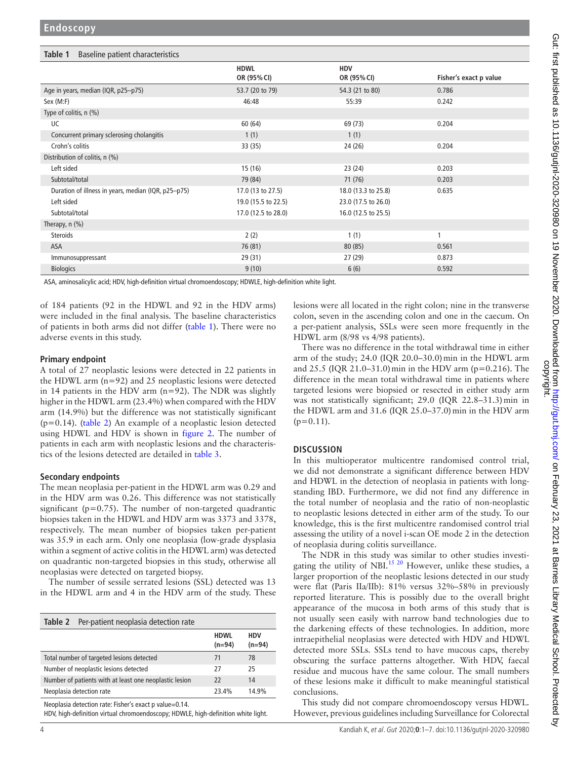**Table 1** Baseline patient characteristics

| | HDWL OR (95% CI) | HDV OR (95% CI) | Fisher's exact p value |
|---|---|---|---|
| Age in years, median (IQR, p25–p75) | 53.7 (20 to 79) | 54.3 (21 to 80) | 0.786 |
| Sex (M:F) | 46:48 | 55:39 | 0.242 |
| Type of colitis, n (%) | | | |
| UC | 60 (64) | 69 (73) | 0.204 |
| Concurrent primary sclerosing cholangitis | 1 (1) | 1 (1) | |
| Crohn's colitis | 33 (35) | 24 (26) | 0.204 |
| Distribution of colitis, n (%) | | | |
| Left sided | 15 (16) | 23 (24) | 0.203 |
| Subtotal/total | 79 (84) | 71 (76) | 0.203 |
| Duration of illness in years, median (IQR, p25–p75) | 17.0 (13 to 27.5) | 18.0 (13.3 to 25.8) | 0.635 |
| Left sided | 19.0 (15.5 to 22.5) | 23.0 (17.5 to 26.0) | |
| Subtotal/total | 17.0 (12.5 to 28.0) | 16.0 (12.5 to 25.5) | |
| Therapy, n (%) | | | |
| Steroids | 2 (2) | 1 (1) | 1 |
| ASA | 76 (81) | 80 (85) | 0.561 |
| Immunosuppressant | 29 (31) | 27 (29) | 0.873 |
| Biologics | 9 (10) | 6 (6) | 0.592 |

ASA, aminosalicylic acid; HDV, high-definition virtual chromoendoscopy; HDWLE, high-definition white light.

of 184 patients (92 in the HDWL and 92 in the HDV arms) were included in the final analysis. The baseline characteristics of patients in both arms did not differ (table 1). There were no adverse events in this study.

## Primary endpoint

A total of 27 neoplastic lesions were detected in 22 patients in the HDWL arm (n=92) and 25 neoplastic lesions were detected in 14 patients in the HDV arm (n=92). The NDR was slightly higher in the HDWL arm (23.4%) when compared with the HDV arm (14.9%) but the difference was not statistically significant (p=0.14). (table 2) An example of a neoplastic lesion detected using HDWL and HDV is shown in figure 2. The number of patients in each arm with neoplastic lesions and the characteristics of the lesions detected are detailed in table 3.

## Secondary endpoints

The mean neoplasia per-patient in the HDWL arm was 0.29 and in the HDV arm was 0.26. This difference was not statistically significant (p=0.75). The number of non-targeted quadrantic biopsies taken in the HDWL and HDV arm was 3373 and 3378, respectively. The mean number of biopsies taken per-patient was 35.9 in each arm. Only one neoplasia (low-grade dysplasia within a segment of active colitis in the HDWL arm) was detected on quadrantic non-targeted biopsies in this study, otherwise all neoplasias were detected on targeted biopsy.

The number of sessile serrated lesions (SSL) detected was 13 in the HDWL arm and 4 in the HDV arm of the study. These lesions were all located in the right colon; nine in the transverse colon, seven in the ascending colon and one in the caecum. On a per-patient analysis, SSLs were seen more frequently in the HDWL arm (8/98 vs 4/98 patients).

There was no difference in the total withdrawal time in either arm of the study; 24.0 (IQR 20.0–30.0) min in the HDWL arm and 25.5 (IQR 21.0–31.0) min in the HDV arm (p=0.216). The difference in the mean total withdrawal time in patients where targeted lesions were biopsied or resected in either study arm was not statistically significant; 29.0 (IQR 22.8–31.3) min in the HDWL arm and 31.6 (IQR 25.0–37.0) min in the HDV arm (p=0.11).

**Table 2** Per-patient neoplasia detection rate

| | HDWL (n=94) | HDV (n=94) |
|---|---|---|
| Total number of targeted lesions detected | 71 | 78 |
| Number of neoplastic lesions detected | 27 | 25 |
| Number of patients with at least one neoplastic lesion | 22 | 14 |
| Neoplasia detection rate | 23.4% | 14.9% |

Neoplasia detection rate: Fisher's exact p value=0.14.
HDV, high-definition virtual chromoendoscopy; HDWLE, high-definition white light.

## DISCUSSION

In this multioperator multicentre randomised control trial, we did not demonstrate a significant difference between HDV and HDWL in the detection of neoplasia in patients with longstanding IBD. Furthermore, we did not find any difference in the total number of neoplasia and the ratio of non-neoplastic to neoplastic lesions detected in either arm of the study. To our knowledge, this is the first multicentre randomised control trial assessing the utility of a novel i-scan OE mode 2 in the detection of neoplasia during colitis surveillance.

The NDR in this study was similar to other studies investigating the utility of NBI.[15 20] However, unlike these studies, a larger proportion of the neoplastic lesions detected in our study were flat (Paris IIa/IIb): 81% versus 32%–58% in previously reported literature. This is possibly due to the overall bright appearance of the mucosa in both arms of this study that is not usually seen easily with narrow band technologies due to the darkening effects of these technologies. In addition, more intraepithelial neoplasias were detected with HDV and HDWL detected more SSLs. SSLs tend to have mucous caps, thereby obscuring the surface patterns altogether. With HDV, faecal residue and mucous have the same colour. The small numbers of these lesions make it difficult to make meaningful statistical conclusions.

This study did not compare chromoendoscopy versus HDWL. However, previous guidelines including Surveillance for Colorectal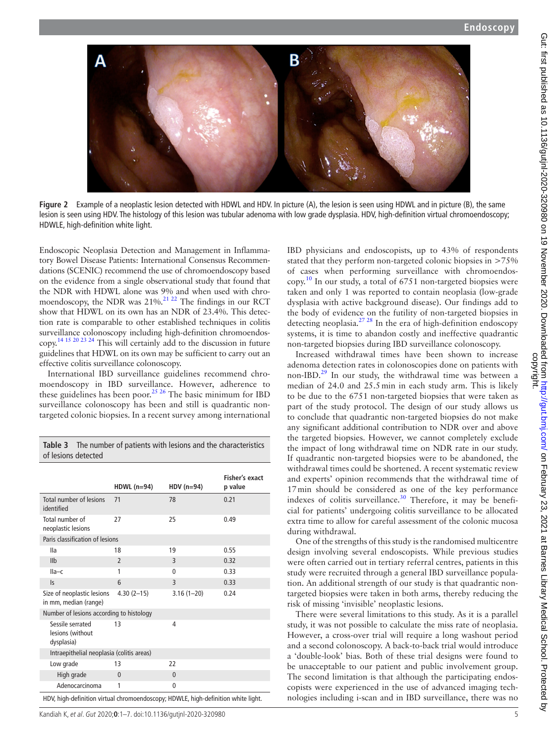Figure 2 Example of a neoplastic lesion detected with HDWL and HDV. In picture (A), the lesion is seen using HDWL and in picture (B), the same lesion is seen using HDV. The histology of this lesion was tubular adenoma with low grade dysplasia. HDV, high-definition virtual chromoendoscopy; HDWLE, high-definition white light.

Endoscopic Neoplasia Detection and Management in Inflammatory Bowel Disease Patients: International Consensus Recommendations (SCENIC) recommend the use of chromoendoscopy based on the evidence from a single observational study that found that the NDR with HDWL alone was 9% and when used with chromoendoscopy, the NDR was 21%.[21 22] The findings in our RCT show that HDWL on its own has an NDR of 23.4%. This detection rate is comparable to other established techniques in colitis surveillance colonoscopy including high-definition chromoendoscopy.[14 15 20 23 24] This will certainly add to the discussion in future guidelines that HDWL on its own may be sufficient to carry out an effective colitis surveillance colonoscopy.

International IBD surveillance guidelines recommend chromoendoscopy in IBD surveillance. However, adherence to these guidelines has been poor.[25 26] The basic minimum for IBD surveillance colonoscopy has been and still is quadrantic non-targeted colonic biopsies. In a recent survey among international IBD physicians and endoscopists, up to 43% of respondents stated that they perform non-targeted colonic biopsies in >75% of cases when performing surveillance with chromoendoscopy.[10] In our study, a total of 6751 non-targeted biopsies were taken and only 1 was reported to contain neoplasia (low-grade dysplasia with active background disease). Our findings add to the body of evidence on the futility of non-targeted biopsies in detecting neoplasia.[27 28] In the era of high-definition endoscopy systems, it is time to abandon costly and ineffective quadrantic non-targeted biopsies during IBD surveillance colonoscopy.

Increased withdrawal times have been shown to increase adenoma detection rates in colonoscopies done on patients with non-IBD.[29] In our study, the withdrawal time was between a median of 24.0 and 25.5 min in each study arm. This is likely to be due to the 6751 non-targeted biopsies that were taken as part of the study protocol. The design of our study allows us to conclude that quadrantic non-targeted biopsies do not make any significant additional contribution to NDR over and above the targeted biopsies. However, we cannot completely exclude the impact of long withdrawal time on NDR rate in our study. If quadrantic non-targeted biopsies were to be abandoned, the withdrawal times could be shortened. A recent systematic review and experts' opinion recommends that the withdrawal time of 17 min should be considered as one of the key performance indexes of colitis surveillance.[30] Therefore, it may be beneficial for patients' undergoing colitis surveillance to be allocated extra time to allow for careful assessment of the colonic mucosa during withdrawal.

One of the strengths of this study is the randomised multicentre design involving several endoscopists. While previous studies were often carried out in tertiary referral centres, patients in this study were recruited through a general IBD surveillance population. An additional strength of our study is that quadrantic non-targeted biopsies were taken in both arms, thereby reducing the risk of missing 'invisible' neoplastic lesions.

There were several limitations to this study. As it is a parallel study, it was not possible to calculate the miss rate of neoplasia. However, a cross-over trial will require a long washout period and a second colonoscopy. A back-to-back trial would introduce a 'double-look' bias. Both of these trial designs were found to be unacceptable to our patient and public involvement group. The second limitation is that although the participating endoscopists were experienced in the use of advanced imaging technologies including i-scan and in IBD surveillance, there was no

**Table 3** The number of patients with lesions and the characteristics of lesions detected

| | HDWL (n=94) | HDV (n=94) | Fisher's exact p value |
|---|---|---|---|
| Total number of lesions identified | 71 | 78 | 0.21 |
| Total number of neoplastic lesions | 27 | 25 | 0.49 |
| Paris classification of lesions | | | |
| IIa | 18 | 19 | 0.55 |
| IIb | 2 | 3 | 0.32 |
| IIa–c | 1 | 0 | 0.33 |
| Is | 6 | 3 | 0.33 |
| Size of neoplastic lesions in mm, median (range) | 4.30 (2–15) | 3.16 (1–20) | 0.24 |
| Number of lesions according to histology | | | |
| Sessile serrated lesions (without dysplasia) | 13 | 4 | |
| Intraepithelial neoplasia (colitis areas) | | | |
| Low grade | 13 | 22 | |
| High grade | 0 | 0 | |
| Adenocarcinoma | 1 | 0 | |

HDV, high-definition virtual chromoendoscopy; HDWLE, high-definition white light.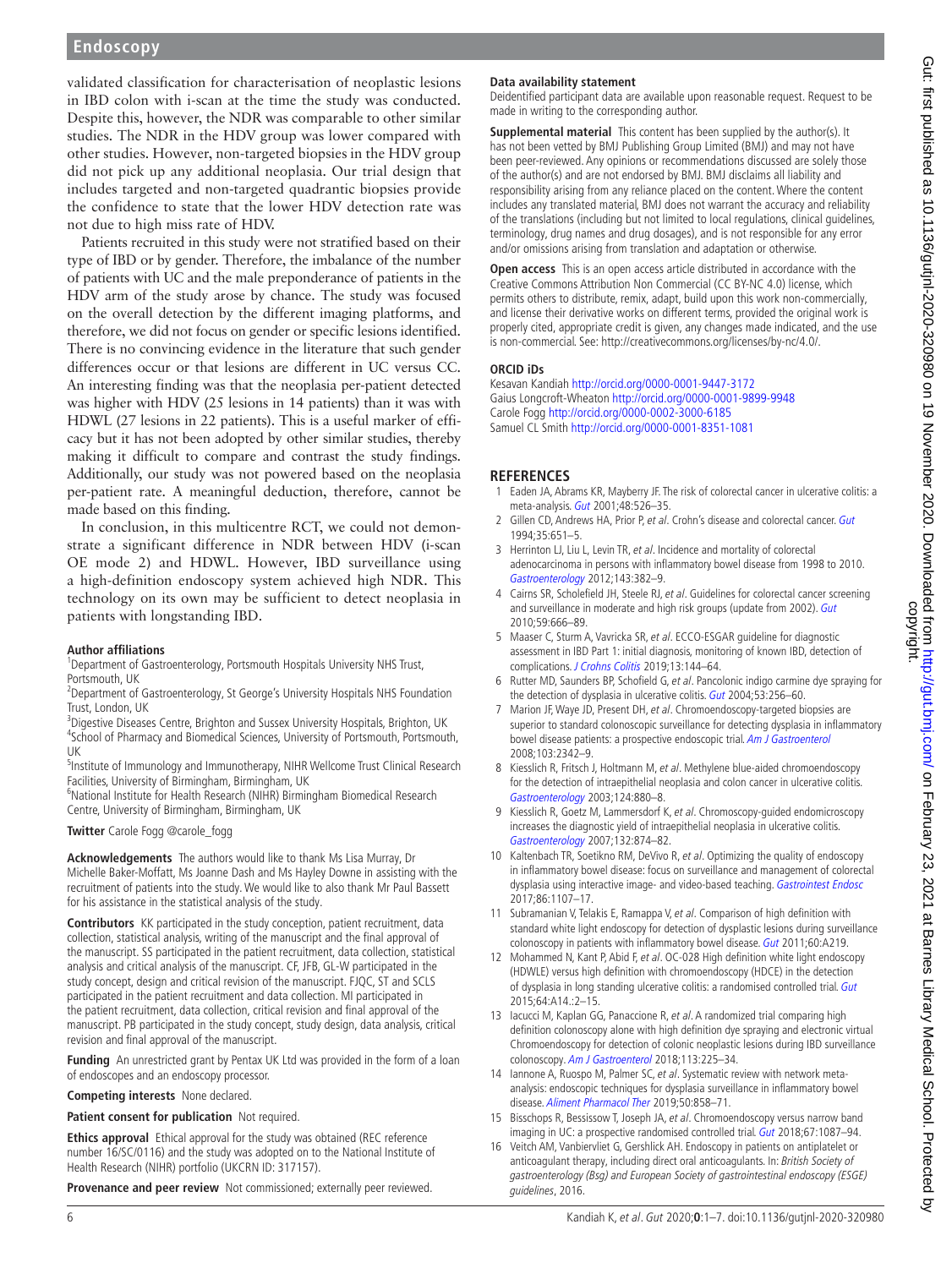validated classification for characterisation of neoplastic lesions in IBD colon with i-scan at the time the study was conducted. Despite this, however, the NDR was comparable to other similar studies. The NDR in the HDV group was lower compared with other studies. However, non-targeted biopsies in the HDV group did not pick up any additional neoplasia. Our trial design that includes targeted and non-targeted quadrantic biopsies provide the confidence to state that the lower HDV detection rate was not due to high miss rate of HDV.

Patients recruited in this study were not stratified based on their type of IBD or by gender. Therefore, the imbalance of the number of patients with UC and the male preponderance of patients in the HDV arm of the study arose by chance. The study was focused on the overall detection by the different imaging platforms, and therefore, we did not focus on gender or specific lesions identified. There is no convincing evidence in the literature that such gender differences occur or that lesions are different in UC versus CC. An interesting finding was that the neoplasia per-patient detected was higher with HDV (25 lesions in 14 patients) than it was with HDWL (27 lesions in 22 patients). This is a useful marker of efficacy but it has not been adopted by other similar studies, thereby making it difficult to compare and contrast the study findings. Additionally, our study was not powered based on the neoplasia per-patient rate. A meaningful deduction, therefore, cannot be made based on this finding.

In conclusion, in this multicentre RCT, we could not demonstrate a significant difference in NDR between HDV (i-scan OE mode 2) and HDWL. However, IBD surveillance using a high-definition endoscopy system achieved high NDR. This technology on its own may be sufficient to detect neoplasia in patients with longstanding IBD.

**Author affiliations**

[1]Department of Gastroenterology, Portsmouth Hospitals University NHS Trust, Portsmouth, UK
[2]Department of Gastroenterology, St George's University Hospitals NHS Foundation Trust, London, UK
[3]Digestive Diseases Centre, Brighton and Sussex University Hospitals, Brighton, UK
[4]School of Pharmacy and Biomedical Sciences, University of Portsmouth, Portsmouth, UK
[5]Institute of Immunology and Immunotherapy, NIHR Wellcome Trust Clinical Research Facilities, University of Birmingham, Birmingham, UK
[6]National Institute for Health Research (NIHR) Birmingham Biomedical Research Centre, University of Birmingham, Birmingham, UK

**Twitter** Carole Fogg @carole_fogg

**Acknowledgements** The authors would like to thank Ms Lisa Murray, Dr Michelle Baker-Moffatt, Ms Joanne Dash and Ms Hayley Downe in assisting with the recruitment of patients into the study. We would like to also thank Mr Paul Bassett for his assistance in the statistical analysis of the study.

**Contributors** KK participated in the study conception, patient recruitment, data collection, statistical analysis, writing of the manuscript and the final approval of the manuscript. SS participated in the patient recruitment, data collection, statistical analysis and critical analysis of the manuscript. CF, JFB, GL-W participated in the study concept, design and critical revision of the manuscript. FJQC, ST and SCLS participated in the patient recruitment and data collection. MI participated in the patient recruitment, data collection, critical revision and final approval of the manuscript. PB participated in the study concept, study design, data analysis, critical revision and final approval of the manuscript.

**Funding** An unrestricted grant by Pentax UK Ltd was provided in the form of a loan of endoscopes and an endoscopy processor.

**Competing interests** None declared.

**Patient consent for publication** Not required.

**Ethics approval** Ethical approval for the study was obtained (REC reference number 16/SC/0116) and the study was adopted on to the National Institute of Health Research (NIHR) portfolio (UKCRN ID: 317157).

**Provenance and peer review** Not commissioned; externally peer reviewed.

**Data availability statement**

Deidentified participant data are available upon reasonable request. Request to be made in writing to the corresponding author.

**Supplemental material** This content has been supplied by the author(s). It has not been vetted by BMJ Publishing Group Limited (BMJ) and may not have been peer-reviewed. Any opinions or recommendations discussed are solely those of the author(s) and are not endorsed by BMJ. BMJ disclaims all liability and responsibility arising from any reliance placed on the content. Where the content includes any translated material, BMJ does not warrant the accuracy and reliability of the translations (including but not limited to local regulations, clinical guidelines, terminology, drug names and drug dosages), and is not responsible for any error and/or omissions arising from translation and adaptation or otherwise.

**Open access** This is an open access article distributed in accordance with the Creative Commons Attribution Non Commercial (CC BY-NC 4.0) license, which permits others to distribute, remix, adapt, build upon this work non-commercially, and license their derivative works on different terms, provided the original work is properly cited, appropriate credit is given, any changes made indicated, and the use is non-commercial. See: http://creativecommons.org/licenses/by-nc/4.0/.

**ORCID iDs**

Kesavan Kandiah http://orcid.org/0000-0001-9447-3172
Gaius Longcroft-Wheaton http://orcid.org/0000-0001-9899-9948
Carole Fogg http://orcid.org/0000-0002-3000-6185
Samuel CL Smith http://orcid.org/0000-0001-8351-1081

## REFERENCES

1. Eaden JA, Abrams KR, Mayberry JF. The risk of colorectal cancer in ulcerative colitis: a meta-analysis. *Gut* 2001;48:526–35.
2. Gillen CD, Andrews HA, Prior P, *et al*. Crohn's disease and colorectal cancer. *Gut* 1994;35:651–5.
3. Herrinton LJ, Liu L, Levin TR, *et al*. Incidence and mortality of colorectal adenocarcinoma in persons with inflammatory bowel disease from 1998 to 2010. *Gastroenterology* 2012;143:382–9.
4. Cairns SR, Scholefield JH, Steele RJ, *et al*. Guidelines for colorectal cancer screening and surveillance in moderate and high risk groups (update from 2002). *Gut* 2010;59:666–89.
5. Maaser C, Sturm A, Vavricka SR, *et al*. ECCO-ESGAR guideline for diagnostic assessment in IBD Part 1: initial diagnosis, monitoring of known IBD, detection of complications. *J Crohns Colitis* 2019;13:144–64.
6. Rutter MD, Saunders BP, Schofield G, *et al*. Pancolonic indigo carmine dye spraying for the detection of dysplasia in ulcerative colitis. *Gut* 2004;53:256–60.
7. Marion JF, Waye JD, Present DH, *et al*. Chromoendoscopy-targeted biopsies are superior to standard colonoscopic surveillance for detecting dysplasia in inflammatory bowel disease patients: a prospective endoscopic trial. *Am J Gastroenterol* 2008;103:2342–9.
8. Kiesslich R, Fritsch J, Holtmann M, *et al*. Methylene blue-aided chromoendoscopy for the detection of intraepithelial neoplasia and colon cancer in ulcerative colitis. *Gastroenterology* 2003;124:880–8.
9. Kiesslich R, Goetz M, Lammersdorf K, *et al*. Chromoscopy-guided endomicroscopy increases the diagnostic yield of intraepithelial neoplasia in ulcerative colitis. *Gastroenterology* 2007;132:874–82.
10. Kaltenbach TR, Soetikno RM, DeVivo R, *et al*. Optimizing the quality of endoscopy in inflammatory bowel disease: focus on surveillance and management of colorectal dysplasia using interactive image- and video-based teaching. *Gastrointest Endosc* 2017;86:1107–17.
11. Subramanian V, Telakis E, Ramappa V, *et al*. Comparison of high definition with standard white light endoscopy for detection of dysplastic lesions during surveillance colonoscopy in patients with inflammatory bowel disease. *Gut* 2011;60:A219.
12. Mohammed N, Kant P, Abid F, *et al*. OC-028 High definition white light endoscopy (HDWLE) versus high definition with chromoendoscopy (HDCE) in the detection of dysplasia in long standing ulcerative colitis: a randomised controlled trial. *Gut* 2015;64:A14.:2–15.
13. Iacucci M, Kaplan GG, Panaccione R, *et al*. A randomized trial comparing high definition colonoscopy alone with high definition dye spraying and electronic virtual Chromoendoscopy for detection of colonic neoplastic lesions during IBD surveillance colonoscopy. *Am J Gastroenterol* 2018;113:225–34.
14. Iannone A, Ruospo M, Palmer SC, *et al*. Systematic review with network meta-analysis: endoscopic techniques for dysplasia surveillance in inflammatory bowel disease. *Aliment Pharmacol Ther* 2019;50:858–71.
15. Bisschops R, Bessissow T, Joseph JA, *et al*. Chromoendoscopy versus narrow band imaging in UC: a prospective randomised controlled trial. *Gut* 2018;67:1087–94.
16. Veitch AM, Vanbiervliet G, Gershlick AH. Endoscopy in patients on antiplatelet or anticoagulant therapy, including direct oral anticoagulants. In: *British Society of gastroenterology (Bsg) and European Society of gastrointestinal endoscopy (ESGE) guidelines*, 2016.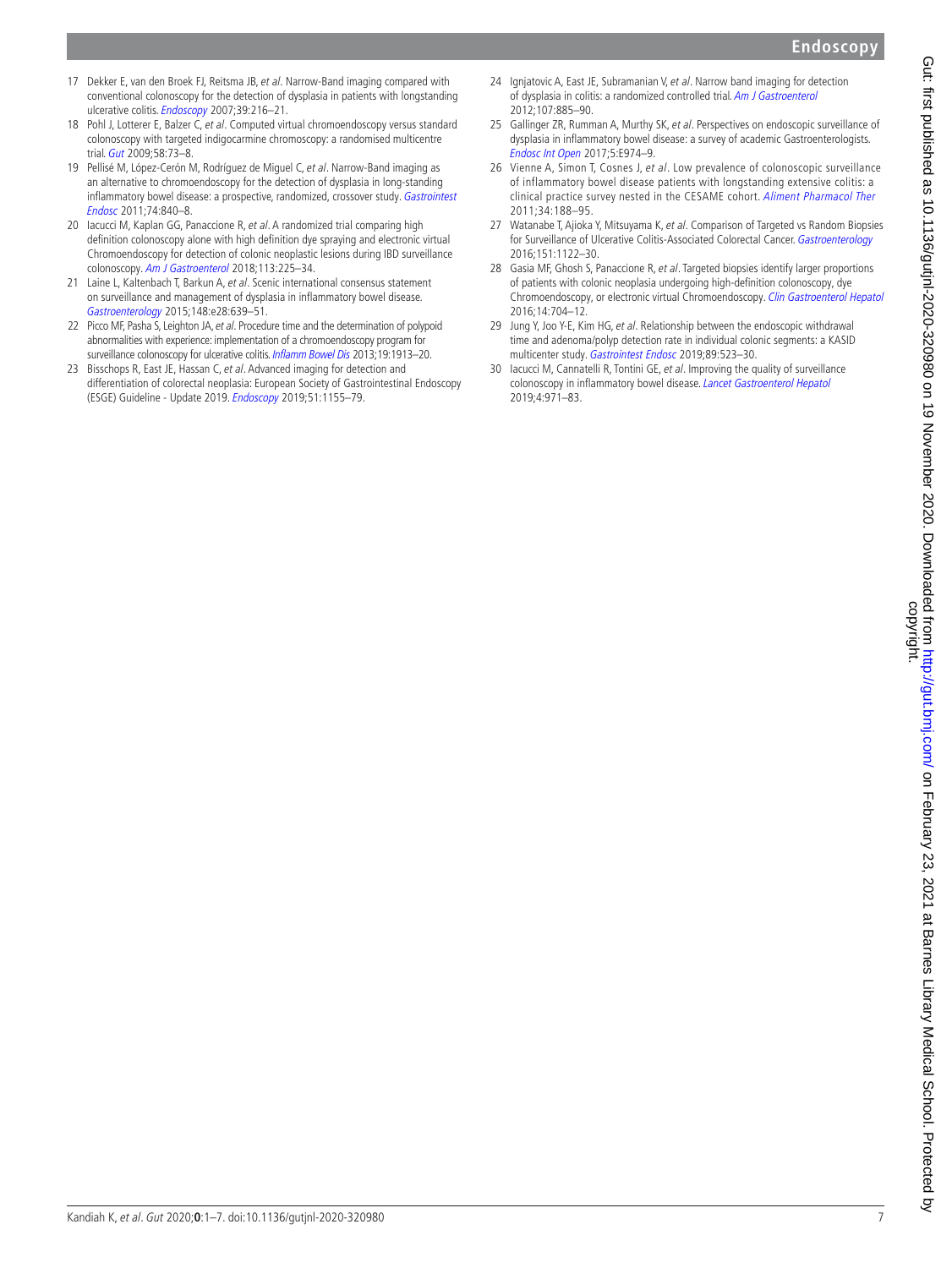17 Dekker E, van den Broek FJ, Reitsma JB, *et al*. Narrow-Band imaging compared with conventional colonoscopy for the detection of dysplasia in patients with longstanding ulcerative colitis. *Endoscopy* 2007;39:216–21.

18 Pohl J, Lotterer E, Balzer C, *et al*. Computed virtual chromoendoscopy versus standard colonoscopy with targeted indigocarmine chromoscopy: a randomised multicentre trial. *Gut* 2009;58:73–8.

19 Pellisé M, López-Cerón M, Rodríguez de Miguel C, *et al*. Narrow-Band imaging as an alternative to chromoendoscopy for the detection of dysplasia in long-standing inflammatory bowel disease: a prospective, randomized, crossover study. *Gastrointest Endosc* 2011;74:840–8.

20 Iacucci M, Kaplan GG, Panaccione R, *et al*. A randomized trial comparing high definition colonoscopy alone with high definition dye spraying and electronic virtual Chromoendoscopy for detection of colonic neoplastic lesions during IBD surveillance colonoscopy. *Am J Gastroenterol* 2018;113:225–34.

21 Laine L, Kaltenbach T, Barkun A, *et al*. Scenic international consensus statement on surveillance and management of dysplasia in inflammatory bowel disease. *Gastroenterology* 2015;148:e28:639–51.

22 Picco MF, Pasha S, Leighton JA, *et al*. Procedure time and the determination of polypoid abnormalities with experience: implementation of a chromoendoscopy program for surveillance colonoscopy for ulcerative colitis. *Inflamm Bowel Dis* 2013;19:1913–20.

23 Bisschops R, East JE, Hassan C, *et al*. Advanced imaging for detection and differentiation of colorectal neoplasia: European Society of Gastrointestinal Endoscopy (ESGE) Guideline - Update 2019. *Endoscopy* 2019;51:1155–79.

24 Ignjatovic A, East JE, Subramanian V, *et al*. Narrow band imaging for detection of dysplasia in colitis: a randomized controlled trial. *Am J Gastroenterol* 2012;107:885–90.

25 Gallinger ZR, Rumman A, Murthy SK, *et al*. Perspectives on endoscopic surveillance of dysplasia in inflammatory bowel disease: a survey of academic Gastroenterologists. *Endosc Int Open* 2017;5:E974–9.

26 Vienne A, Simon T, Cosnes J, *et al*. Low prevalence of colonoscopic surveillance of inflammatory bowel disease patients with longstanding extensive colitis: a clinical practice survey nested in the CESAME cohort. *Aliment Pharmacol Ther* 2011;34:188–95.

27 Watanabe T, Ajioka Y, Mitsuyama K, *et al*. Comparison of Targeted vs Random Biopsies for Surveillance of Ulcerative Colitis-Associated Colorectal Cancer. *Gastroenterology* 2016;151:1122–30.

28 Gasia MF, Ghosh S, Panaccione R, *et al*. Targeted biopsies identify larger proportions of patients with colonic neoplasia undergoing high-definition colonoscopy, dye Chromoendoscopy, or electronic virtual Chromoendoscopy. *Clin Gastroenterol Hepatol* 2016;14:704–12.

29 Jung Y, Joo Y-E, Kim HG, *et al*. Relationship between the endoscopic withdrawal time and adenoma/polyp detection rate in individual colonic segments: a KASID multicenter study. *Gastrointest Endosc* 2019;89:523–30.

30 Iacucci M, Cannatelli R, Tontini GE, *et al*. Improving the quality of surveillance colonoscopy in inflammatory bowel disease. *Lancet Gastroenterol Hepatol* 2019;4:971–83.